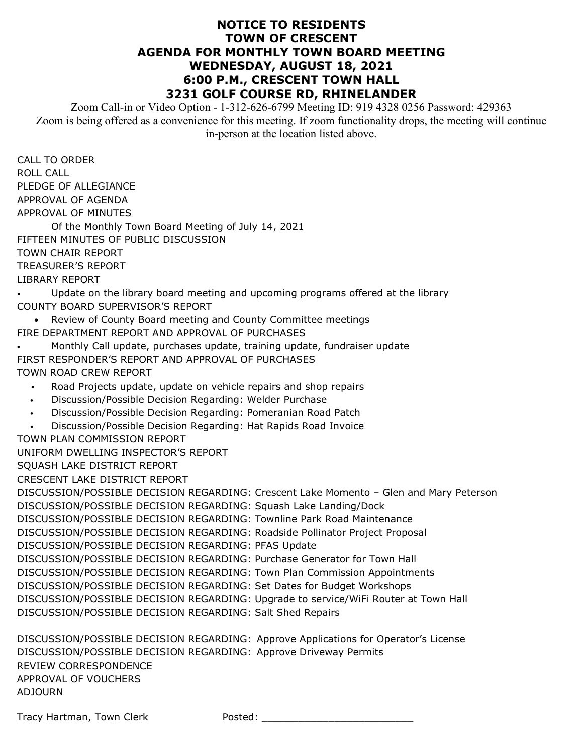# NOTICE TO RESIDENTS
# TOWN OF CRESCENT
# AGENDA FOR MONTHLY TOWN BOARD MEETING
# WEDNESDAY, AUGUST 18, 2021
# 6:00 P.M., CRESCENT TOWN HALL
# 3231 GOLF COURSE RD, RHINELANDER

Zoom Call-in or Video Option - 1-312-626-6799 Meeting ID: 919 4328 0256 Password: 429363
Zoom is being offered as a convenience for this meeting. If zoom functionality drops, the meeting will continue in-person at the location listed above.

CALL TO ORDER
ROLL CALL
PLEDGE OF ALLEGIANCE
APPROVAL OF AGENDA
APPROVAL OF MINUTES
    Of the Monthly Town Board Meeting of July 14, 2021
FIFTEEN MINUTES OF PUBLIC DISCUSSION
TOWN CHAIR REPORT
TREASURER'S REPORT
LIBRARY REPORT

- Update on the library board meeting and upcoming programs offered at the library

COUNTY BOARD SUPERVISOR'S REPORT

- Review of County Board meeting and County Committee meetings

FIRE DEPARTMENT REPORT AND APPROVAL OF PURCHASES

- Monthly Call update, purchases update, training update, fundraiser update

FIRST RESPONDER'S REPORT AND APPROVAL OF PURCHASES
TOWN ROAD CREW REPORT

- Road Projects update, update on vehicle repairs and shop repairs
- Discussion/Possible Decision Regarding: Welder Purchase
- Discussion/Possible Decision Regarding: Pomeranian Road Patch
- Discussion/Possible Decision Regarding: Hat Rapids Road Invoice

TOWN PLAN COMMISSION REPORT
UNIFORM DWELLING INSPECTOR'S REPORT
SQUASH LAKE DISTRICT REPORT
CRESCENT LAKE DISTRICT REPORT
DISCUSSION/POSSIBLE DECISION REGARDING: Crescent Lake Momento – Glen and Mary Peterson
DISCUSSION/POSSIBLE DECISION REGARDING: Squash Lake Landing/Dock
DISCUSSION/POSSIBLE DECISION REGARDING: Townline Park Road Maintenance
DISCUSSION/POSSIBLE DECISION REGARDING: Roadside Pollinator Project Proposal
DISCUSSION/POSSIBLE DECISION REGARDING: PFAS Update
DISCUSSION/POSSIBLE DECISION REGARDING: Purchase Generator for Town Hall
DISCUSSION/POSSIBLE DECISION REGARDING: Town Plan Commission Appointments
DISCUSSION/POSSIBLE DECISION REGARDING: Set Dates for Budget Workshops
DISCUSSION/POSSIBLE DECISION REGARDING: Upgrade to service/WiFi Router at Town Hall
DISCUSSION/POSSIBLE DECISION REGARDING: Salt Shed Repairs

DISCUSSION/POSSIBLE DECISION REGARDING: Approve Applications for Operator's License
DISCUSSION/POSSIBLE DECISION REGARDING: Approve Driveway Permits
REVIEW CORRESPONDENCE
APPROVAL OF VOUCHERS
ADJOURN

Tracy Hartman, Town Clerk    Posted: _________________________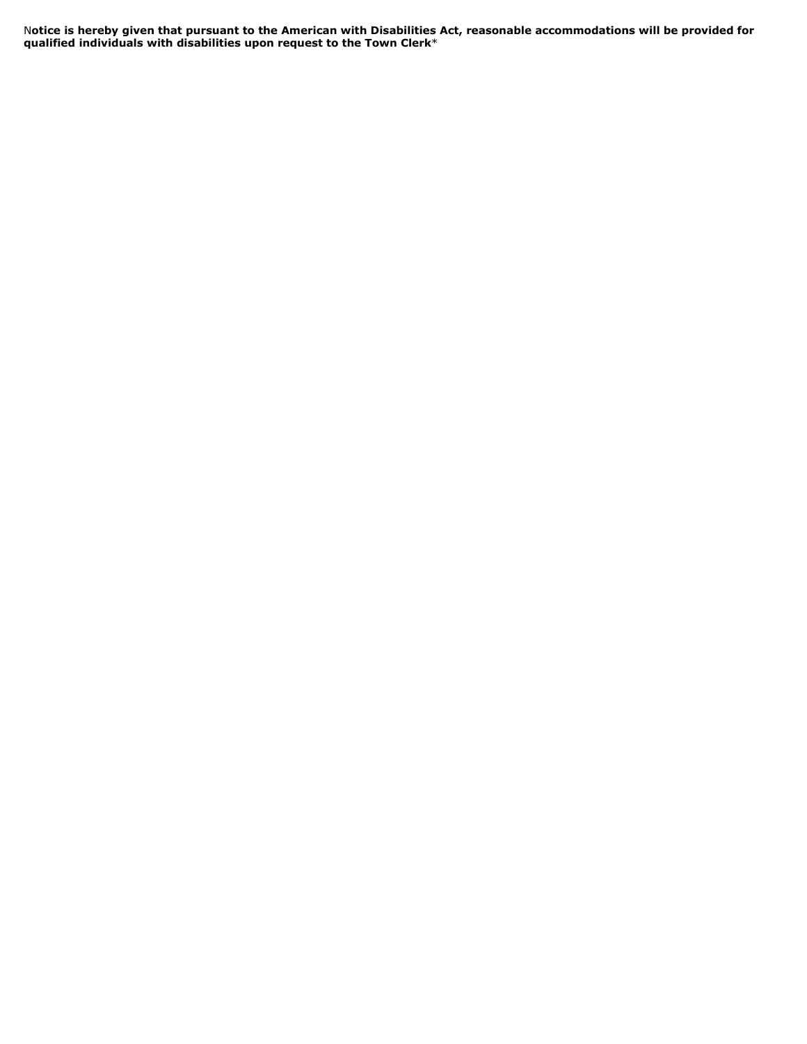N**otice is hereby given that pursuant to the American with Disabilities Act, reasonable accommodations will be provided for qualified individuals with disabilities upon request to the Town Clerk***